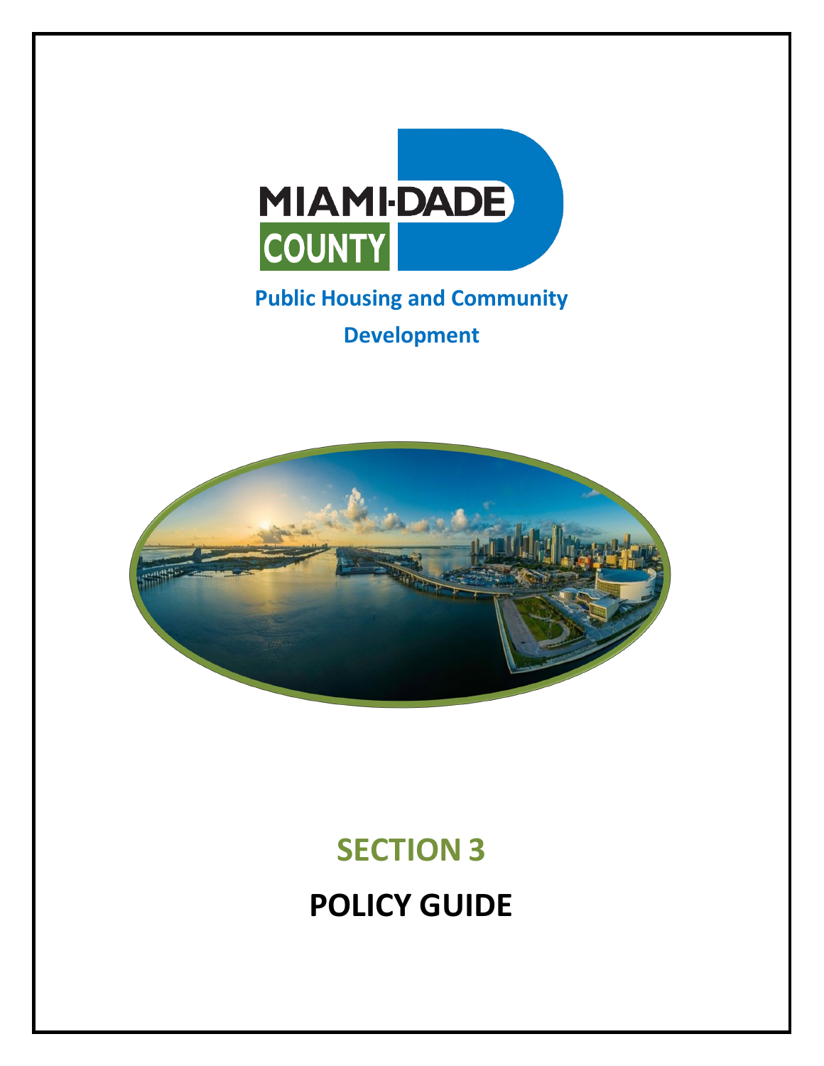MIAMI-DADE COUNTY

**Public Housing and Community Development**

# SECTION 3

# POLICY GUIDE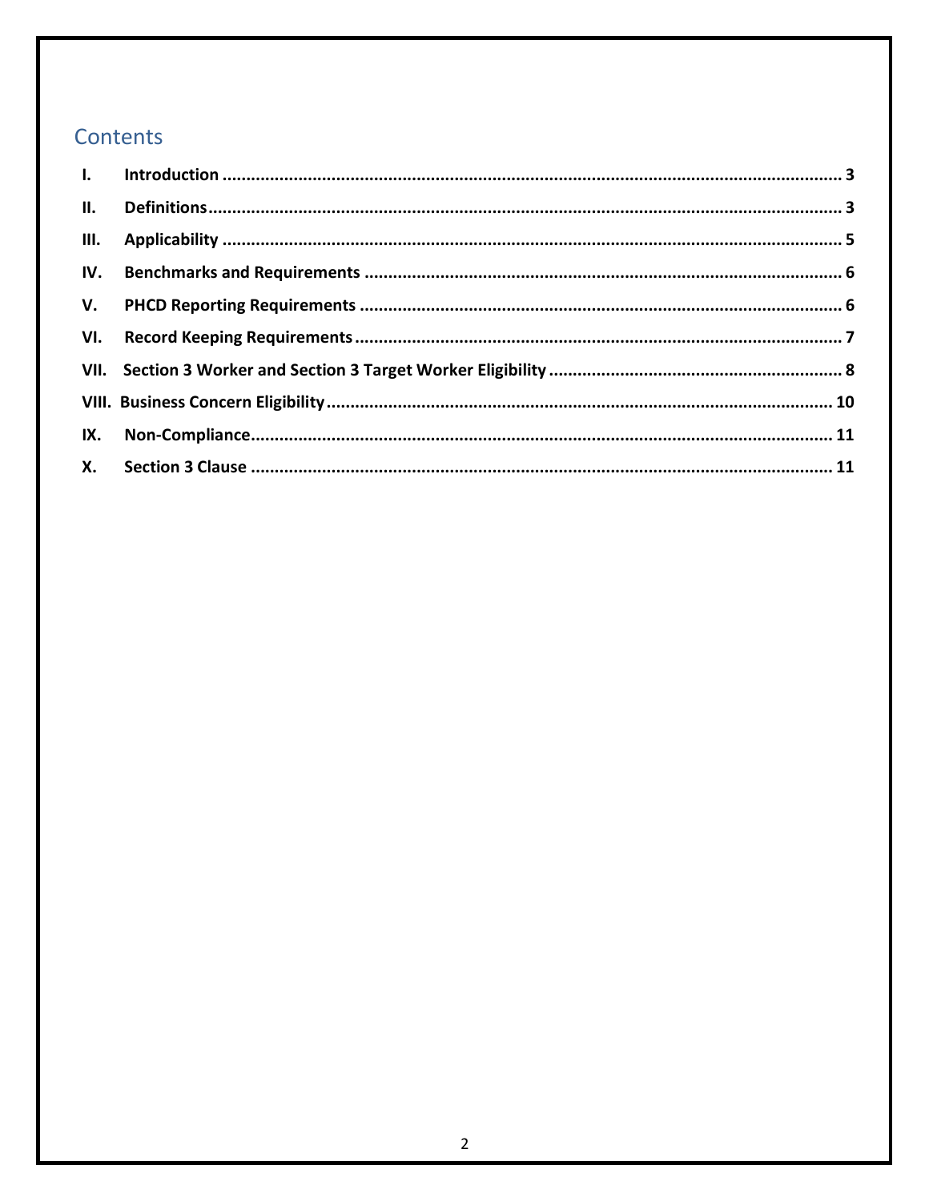## Contents

| | | |
|---|---|---|
| **I.** | **Introduction** | **3** |
| **II.** | **Definitions** | **3** |
| **III.** | **Applicability** | **5** |
| **IV.** | **Benchmarks and Requirements** | **6** |
| **V.** | **PHCD Reporting Requirements** | **6** |
| **VI.** | **Record Keeping Requirements** | **7** |
| **VII.** | **Section 3 Worker and Section 3 Target Worker Eligibility** | **8** |
| **VIII.** | **Business Concern Eligibility** | **10** |
| **IX.** | **Non-Compliance** | **11** |
| **X.** | **Section 3 Clause** | **11** |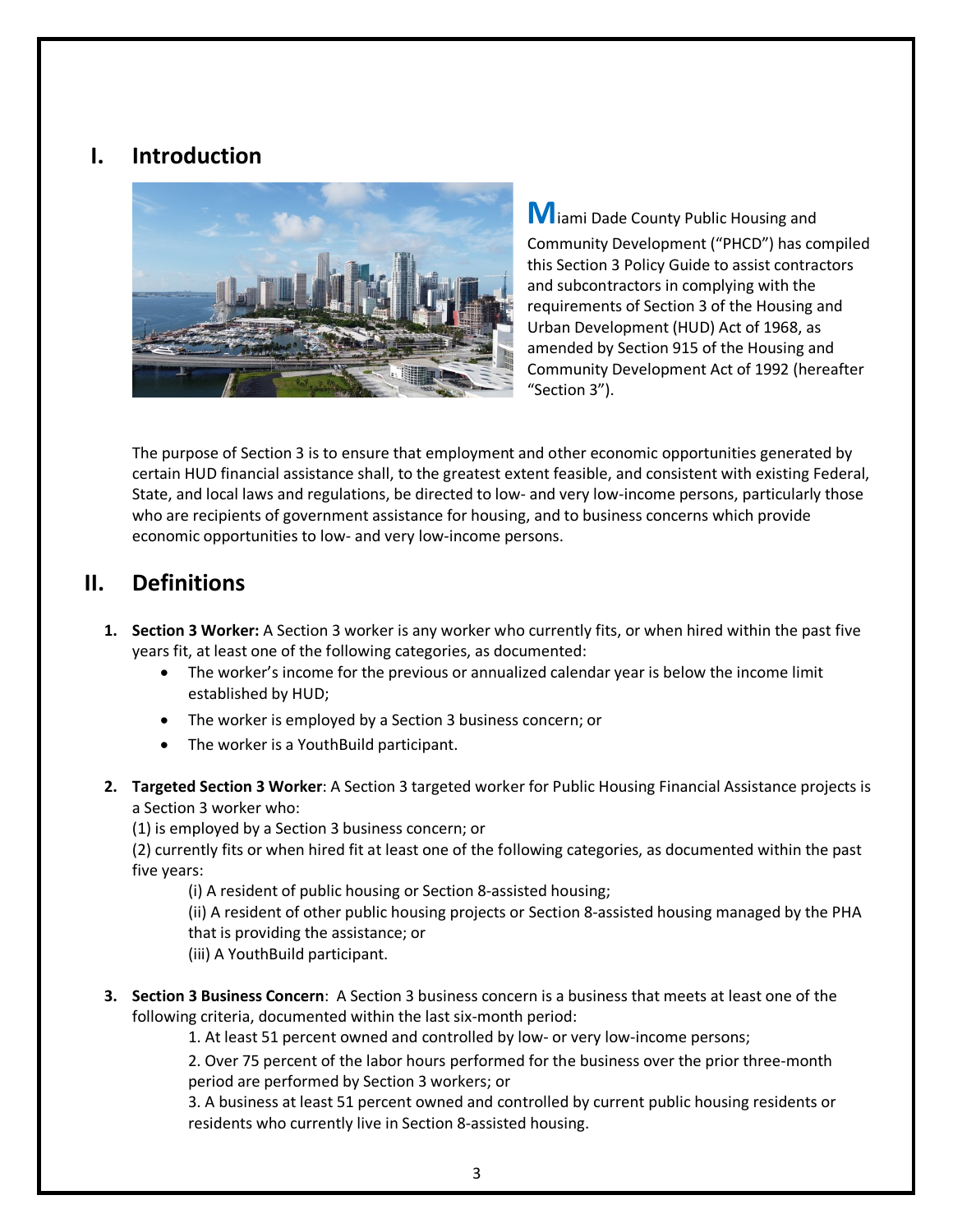## I. Introduction

Miami Dade County Public Housing and Community Development ("PHCD") has compiled this Section 3 Policy Guide to assist contractors and subcontractors in complying with the requirements of Section 3 of the Housing and Urban Development (HUD) Act of 1968, as amended by Section 915 of the Housing and Community Development Act of 1992 (hereafter "Section 3").

The purpose of Section 3 is to ensure that employment and other economic opportunities generated by certain HUD financial assistance shall, to the greatest extent feasible, and consistent with existing Federal, State, and local laws and regulations, be directed to low- and very low-income persons, particularly those who are recipients of government assistance for housing, and to business concerns which provide economic opportunities to low- and very low-income persons.

## II. Definitions

1. **Section 3 Worker:** A Section 3 worker is any worker who currently fits, or when hired within the past five years fit, at least one of the following categories, as documented:
   - The worker's income for the previous or annualized calendar year is below the income limit established by HUD;
   - The worker is employed by a Section 3 business concern; or
   - The worker is a YouthBuild participant.

2. **Targeted Section 3 Worker**: A Section 3 targeted worker for Public Housing Financial Assistance projects is a Section 3 worker who:
   (1) is employed by a Section 3 business concern; or
   (2) currently fits or when hired fit at least one of the following categories, as documented within the past five years:
      (i) A resident of public housing or Section 8-assisted housing;
      (ii) A resident of other public housing projects or Section 8-assisted housing managed by the PHA that is providing the assistance; or
      (iii) A YouthBuild participant.

3. **Section 3 Business Concern**: A Section 3 business concern is a business that meets at least one of the following criteria, documented within the last six-month period:
   1. At least 51 percent owned and controlled by low- or very low-income persons;
   2. Over 75 percent of the labor hours performed for the business over the prior three-month period are performed by Section 3 workers; or
   3. A business at least 51 percent owned and controlled by current public housing residents or residents who currently live in Section 8-assisted housing.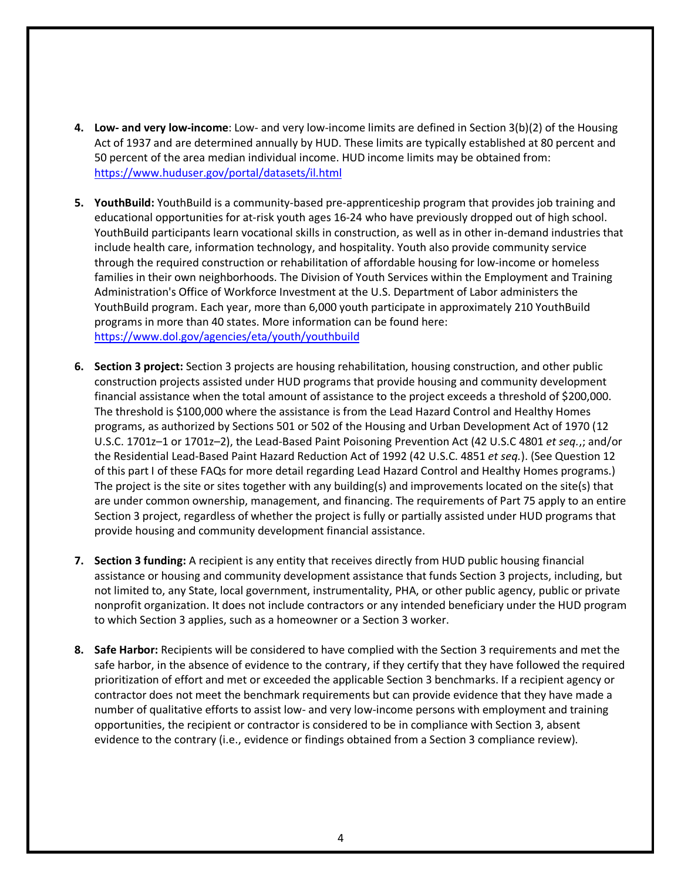4. **Low- and very low-income**: Low- and very low-income limits are defined in Section 3(b)(2) of the Housing Act of 1937 and are determined annually by HUD. These limits are typically established at 80 percent and 50 percent of the area median individual income. HUD income limits may be obtained from: https://www.huduser.gov/portal/datasets/il.html

5. **YouthBuild:** YouthBuild is a community-based pre-apprenticeship program that provides job training and educational opportunities for at-risk youth ages 16-24 who have previously dropped out of high school. YouthBuild participants learn vocational skills in construction, as well as in other in-demand industries that include health care, information technology, and hospitality. Youth also provide community service through the required construction or rehabilitation of affordable housing for low-income or homeless families in their own neighborhoods. The Division of Youth Services within the Employment and Training Administration's Office of Workforce Investment at the U.S. Department of Labor administers the YouthBuild program. Each year, more than 6,000 youth participate in approximately 210 YouthBuild programs in more than 40 states. More information can be found here: https://www.dol.gov/agencies/eta/youth/youthbuild

6. **Section 3 project:** Section 3 projects are housing rehabilitation, housing construction, and other public construction projects assisted under HUD programs that provide housing and community development financial assistance when the total amount of assistance to the project exceeds a threshold of $200,000. The threshold is $100,000 where the assistance is from the Lead Hazard Control and Healthy Homes programs, as authorized by Sections 501 or 502 of the Housing and Urban Development Act of 1970 (12 U.S.C. 1701z–1 or 1701z–2), the Lead-Based Paint Poisoning Prevention Act (42 U.S.C 4801 *et seq.*,; and/or the Residential Lead-Based Paint Hazard Reduction Act of 1992 (42 U.S.C. 4851 *et seq.*). (See Question 12 of this part I of these FAQs for more detail regarding Lead Hazard Control and Healthy Homes programs.) The project is the site or sites together with any building(s) and improvements located on the site(s) that are under common ownership, management, and financing. The requirements of Part 75 apply to an entire Section 3 project, regardless of whether the project is fully or partially assisted under HUD programs that provide housing and community development financial assistance.

7. **Section 3 funding:** A recipient is any entity that receives directly from HUD public housing financial assistance or housing and community development assistance that funds Section 3 projects, including, but not limited to, any State, local government, instrumentality, PHA, or other public agency, public or private nonprofit organization. It does not include contractors or any intended beneficiary under the HUD program to which Section 3 applies, such as a homeowner or a Section 3 worker.

8. **Safe Harbor:** Recipients will be considered to have complied with the Section 3 requirements and met the safe harbor, in the absence of evidence to the contrary, if they certify that they have followed the required prioritization of effort and met or exceeded the applicable Section 3 benchmarks. If a recipient agency or contractor does not meet the benchmark requirements but can provide evidence that they have made a number of qualitative efforts to assist low- and very low-income persons with employment and training opportunities, the recipient or contractor is considered to be in compliance with Section 3, absent evidence to the contrary (i.e., evidence or findings obtained from a Section 3 compliance review).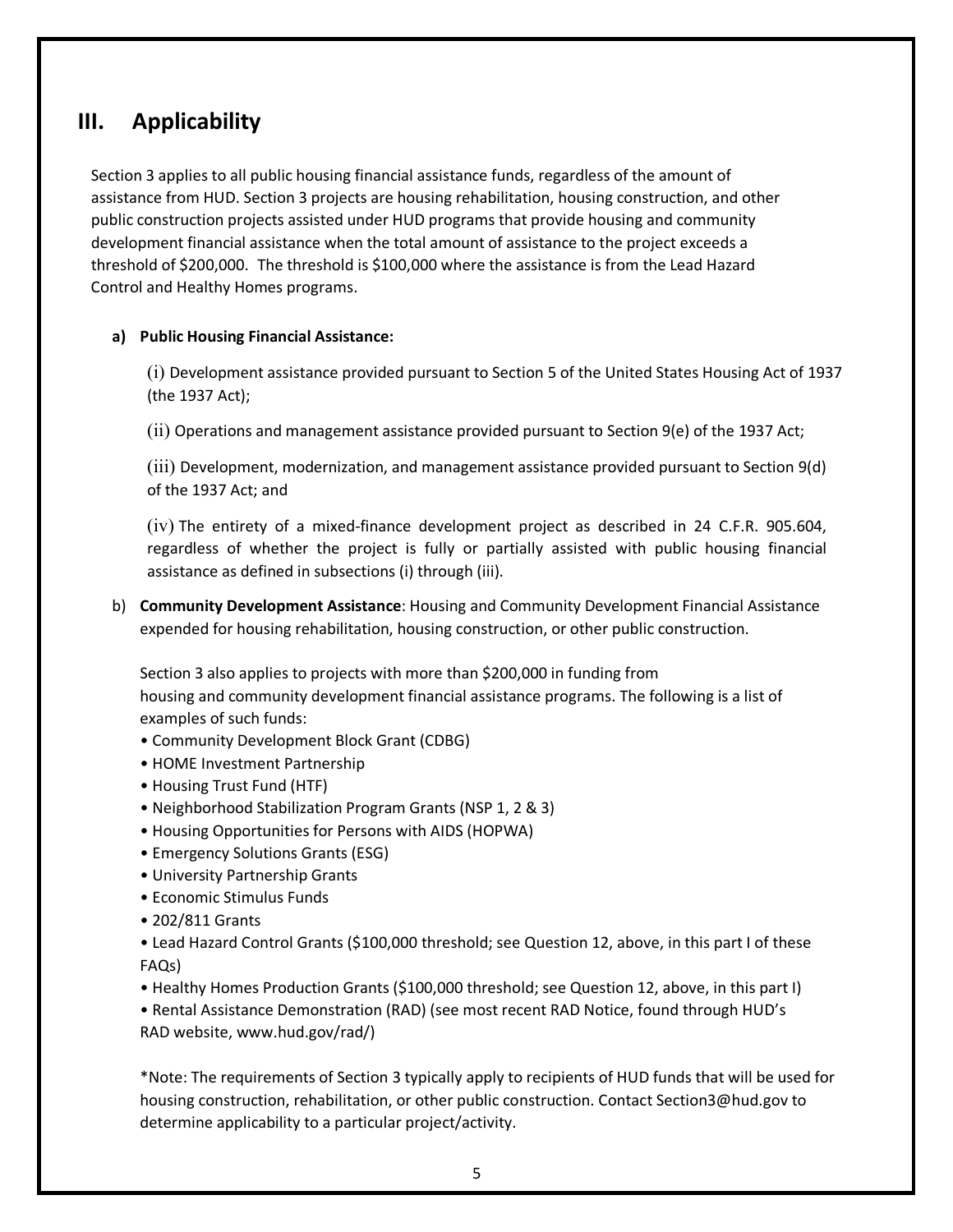## III. Applicability

Section 3 applies to all public housing financial assistance funds, regardless of the amount of assistance from HUD. Section 3 projects are housing rehabilitation, housing construction, and other public construction projects assisted under HUD programs that provide housing and community development financial assistance when the total amount of assistance to the project exceeds a threshold of $200,000. The threshold is $100,000 where the assistance is from the Lead Hazard Control and Healthy Homes programs.

**a) Public Housing Financial Assistance:**

(i) Development assistance provided pursuant to Section 5 of the United States Housing Act of 1937 (the 1937 Act);

(ii) Operations and management assistance provided pursuant to Section 9(e) of the 1937 Act;

(iii) Development, modernization, and management assistance provided pursuant to Section 9(d) of the 1937 Act; and

(iv) The entirety of a mixed-finance development project as described in 24 C.F.R. 905.604, regardless of whether the project is fully or partially assisted with public housing financial assistance as defined in subsections (i) through (iii).

b) **Community Development Assistance**: Housing and Community Development Financial Assistance expended for housing rehabilitation, housing construction, or other public construction.

Section 3 also applies to projects with more than $200,000 in funding from housing and community development financial assistance programs. The following is a list of examples of such funds:

- Community Development Block Grant (CDBG)
- HOME Investment Partnership
- Housing Trust Fund (HTF)
- Neighborhood Stabilization Program Grants (NSP 1, 2 & 3)
- Housing Opportunities for Persons with AIDS (HOPWA)
- Emergency Solutions Grants (ESG)
- University Partnership Grants
- Economic Stimulus Funds
- 202/811 Grants
- Lead Hazard Control Grants ($100,000 threshold; see Question 12, above, in this part I of these FAQs)
- Healthy Homes Production Grants ($100,000 threshold; see Question 12, above, in this part I)
- Rental Assistance Demonstration (RAD) (see most recent RAD Notice, found through HUD's RAD website, www.hud.gov/rad/)

*Note: The requirements of Section 3 typically apply to recipients of HUD funds that will be used for housing construction, rehabilitation, or other public construction. Contact Section3@hud.gov to determine applicability to a particular project/activity.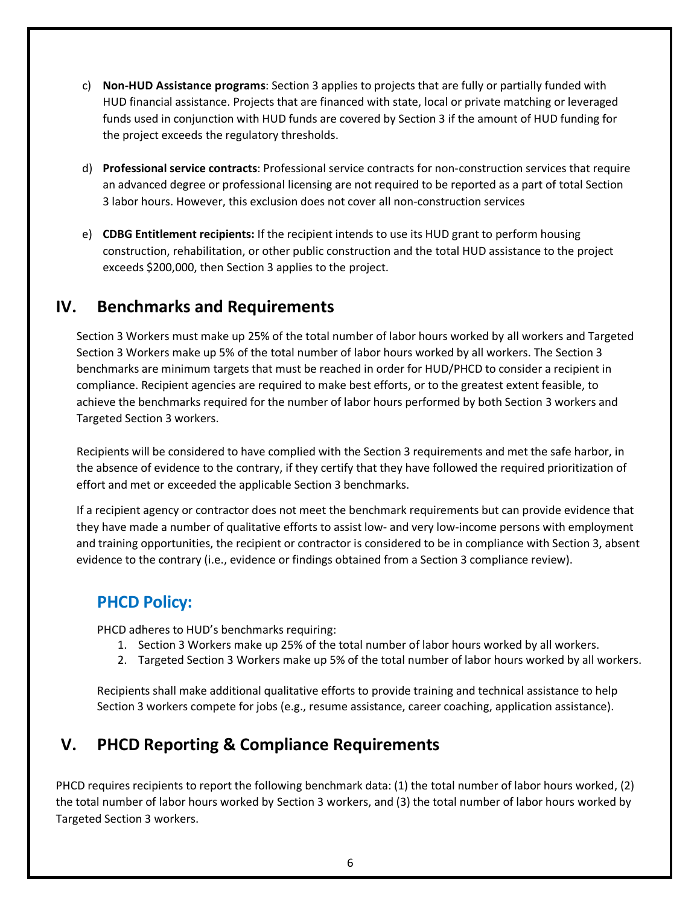c) **Non-HUD Assistance programs**: Section 3 applies to projects that are fully or partially funded with HUD financial assistance. Projects that are financed with state, local or private matching or leveraged funds used in conjunction with HUD funds are covered by Section 3 if the amount of HUD funding for the project exceeds the regulatory thresholds.

d) **Professional service contracts**: Professional service contracts for non-construction services that require an advanced degree or professional licensing are not required to be reported as a part of total Section 3 labor hours. However, this exclusion does not cover all non-construction services

e) **CDBG Entitlement recipients:** If the recipient intends to use its HUD grant to perform housing construction, rehabilitation, or other public construction and the total HUD assistance to the project exceeds $200,000, then Section 3 applies to the project.

# IV. Benchmarks and Requirements

Section 3 Workers must make up 25% of the total number of labor hours worked by all workers and Targeted Section 3 Workers make up 5% of the total number of labor hours worked by all workers. The Section 3 benchmarks are minimum targets that must be reached in order for HUD/PHCD to consider a recipient in compliance. Recipient agencies are required to make best efforts, or to the greatest extent feasible, to achieve the benchmarks required for the number of labor hours performed by both Section 3 workers and Targeted Section 3 workers.

Recipients will be considered to have complied with the Section 3 requirements and met the safe harbor, in the absence of evidence to the contrary, if they certify that they have followed the required prioritization of effort and met or exceeded the applicable Section 3 benchmarks.

If a recipient agency or contractor does not meet the benchmark requirements but can provide evidence that they have made a number of qualitative efforts to assist low- and very low-income persons with employment and training opportunities, the recipient or contractor is considered to be in compliance with Section 3, absent evidence to the contrary (i.e., evidence or findings obtained from a Section 3 compliance review).

## PHCD Policy:

PHCD adheres to HUD's benchmarks requiring:

1. Section 3 Workers make up 25% of the total number of labor hours worked by all workers.
2. Targeted Section 3 Workers make up 5% of the total number of labor hours worked by all workers.

Recipients shall make additional qualitative efforts to provide training and technical assistance to help Section 3 workers compete for jobs (e.g., resume assistance, career coaching, application assistance).

# V. PHCD Reporting & Compliance Requirements

PHCD requires recipients to report the following benchmark data: (1) the total number of labor hours worked, (2) the total number of labor hours worked by Section 3 workers, and (3) the total number of labor hours worked by Targeted Section 3 workers.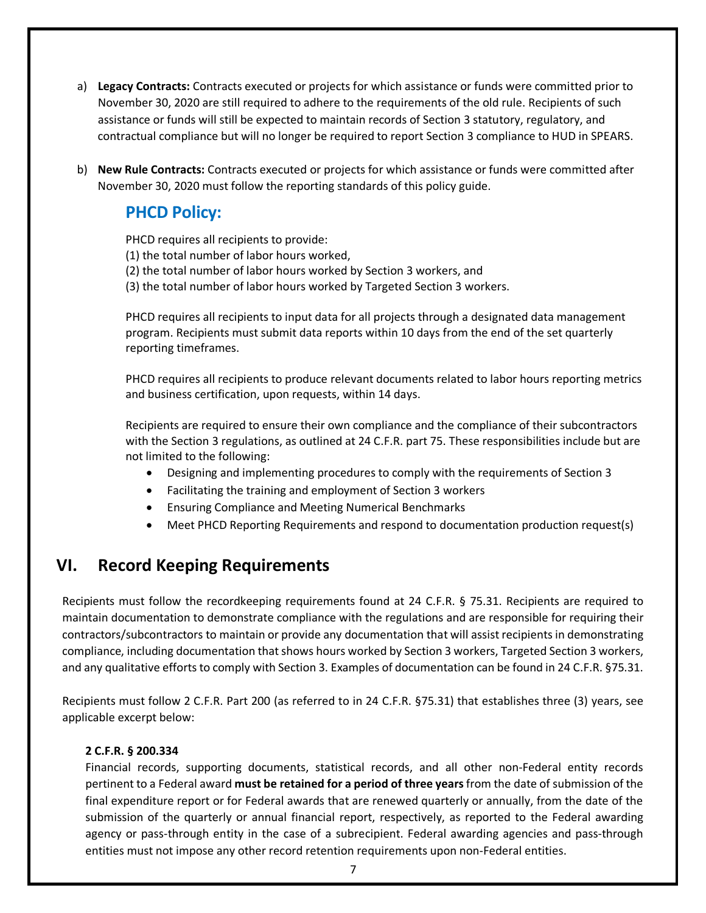a) **Legacy Contracts:** Contracts executed or projects for which assistance or funds were committed prior to November 30, 2020 are still required to adhere to the requirements of the old rule. Recipients of such assistance or funds will still be expected to maintain records of Section 3 statutory, regulatory, and contractual compliance but will no longer be required to report Section 3 compliance to HUD in SPEARS.

b) **New Rule Contracts:** Contracts executed or projects for which assistance or funds were committed after November 30, 2020 must follow the reporting standards of this policy guide.

### PHCD Policy:

PHCD requires all recipients to provide:
(1) the total number of labor hours worked,
(2) the total number of labor hours worked by Section 3 workers, and
(3) the total number of labor hours worked by Targeted Section 3 workers.

PHCD requires all recipients to input data for all projects through a designated data management program. Recipients must submit data reports within 10 days from the end of the set quarterly reporting timeframes.

PHCD requires all recipients to produce relevant documents related to labor hours reporting metrics and business certification, upon requests, within 14 days.

Recipients are required to ensure their own compliance and the compliance of their subcontractors with the Section 3 regulations, as outlined at 24 C.F.R. part 75. These responsibilities include but are not limited to the following:

- Designing and implementing procedures to comply with the requirements of Section 3
- Facilitating the training and employment of Section 3 workers
- Ensuring Compliance and Meeting Numerical Benchmarks
- Meet PHCD Reporting Requirements and respond to documentation production request(s)

## VI. Record Keeping Requirements

Recipients must follow the recordkeeping requirements found at 24 C.F.R. § 75.31. Recipients are required to maintain documentation to demonstrate compliance with the regulations and are responsible for requiring their contractors/subcontractors to maintain or provide any documentation that will assist recipients in demonstrating compliance, including documentation that shows hours worked by Section 3 workers, Targeted Section 3 workers, and any qualitative efforts to comply with Section 3. Examples of documentation can be found in 24 C.F.R. §75.31.

Recipients must follow 2 C.F.R. Part 200 (as referred to in 24 C.F.R. §75.31) that establishes three (3) years, see applicable excerpt below:

**2 C.F.R. § 200.334**
Financial records, supporting documents, statistical records, and all other non-Federal entity records pertinent to a Federal award **must be retained for a period of three years** from the date of submission of the final expenditure report or for Federal awards that are renewed quarterly or annually, from the date of the submission of the quarterly or annual financial report, respectively, as reported to the Federal awarding agency or pass-through entity in the case of a subrecipient. Federal awarding agencies and pass-through entities must not impose any other record retention requirements upon non-Federal entities.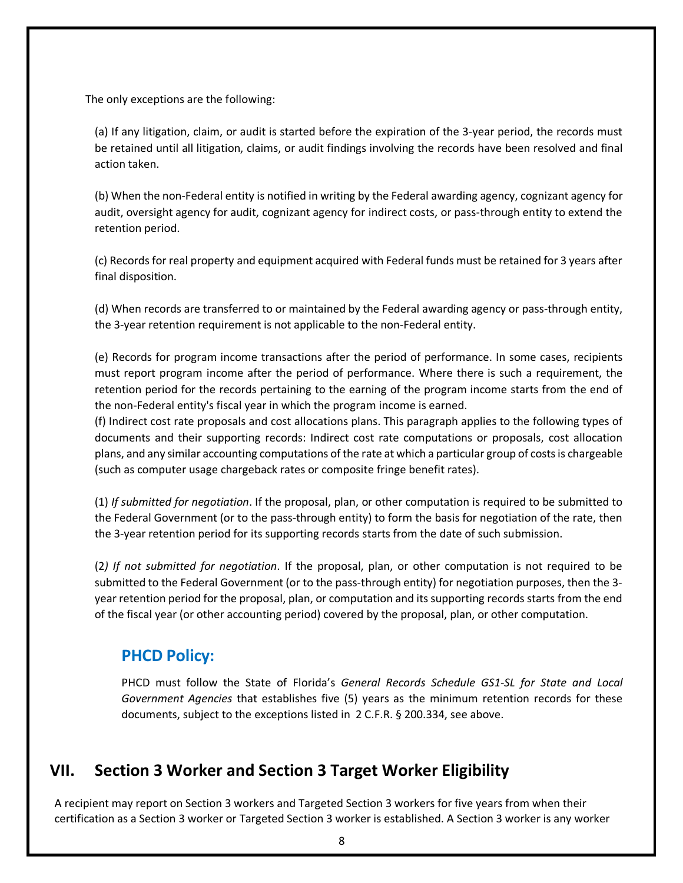The only exceptions are the following:

(a) If any litigation, claim, or audit is started before the expiration of the 3-year period, the records must be retained until all litigation, claims, or audit findings involving the records have been resolved and final action taken.

(b) When the non-Federal entity is notified in writing by the Federal awarding agency, cognizant agency for audit, oversight agency for audit, cognizant agency for indirect costs, or pass-through entity to extend the retention period.

(c) Records for real property and equipment acquired with Federal funds must be retained for 3 years after final disposition.

(d) When records are transferred to or maintained by the Federal awarding agency or pass-through entity, the 3-year retention requirement is not applicable to the non-Federal entity.

(e) Records for program income transactions after the period of performance. In some cases, recipients must report program income after the period of performance. Where there is such a requirement, the retention period for the records pertaining to the earning of the program income starts from the end of the non-Federal entity's fiscal year in which the program income is earned.

(f) Indirect cost rate proposals and cost allocations plans. This paragraph applies to the following types of documents and their supporting records: Indirect cost rate computations or proposals, cost allocation plans, and any similar accounting computations of the rate at which a particular group of costs is chargeable (such as computer usage chargeback rates or composite fringe benefit rates).

(1) *If submitted for negotiation*. If the proposal, plan, or other computation is required to be submitted to the Federal Government (or to the pass-through entity) to form the basis for negotiation of the rate, then the 3-year retention period for its supporting records starts from the date of such submission.

(2*) If not submitted for negotiation*. If the proposal, plan, or other computation is not required to be submitted to the Federal Government (or to the pass-through entity) for negotiation purposes, then the 3-year retention period for the proposal, plan, or computation and its supporting records starts from the end of the fiscal year (or other accounting period) covered by the proposal, plan, or other computation.

### PHCD Policy:

PHCD must follow the State of Florida's *General Records Schedule GS1-SL for State and Local Government Agencies* that establishes five (5) years as the minimum retention records for these documents, subject to the exceptions listed in 2 C.F.R. § 200.334, see above.

## VII. Section 3 Worker and Section 3 Target Worker Eligibility

A recipient may report on Section 3 workers and Targeted Section 3 workers for five years from when their certification as a Section 3 worker or Targeted Section 3 worker is established. A Section 3 worker is any worker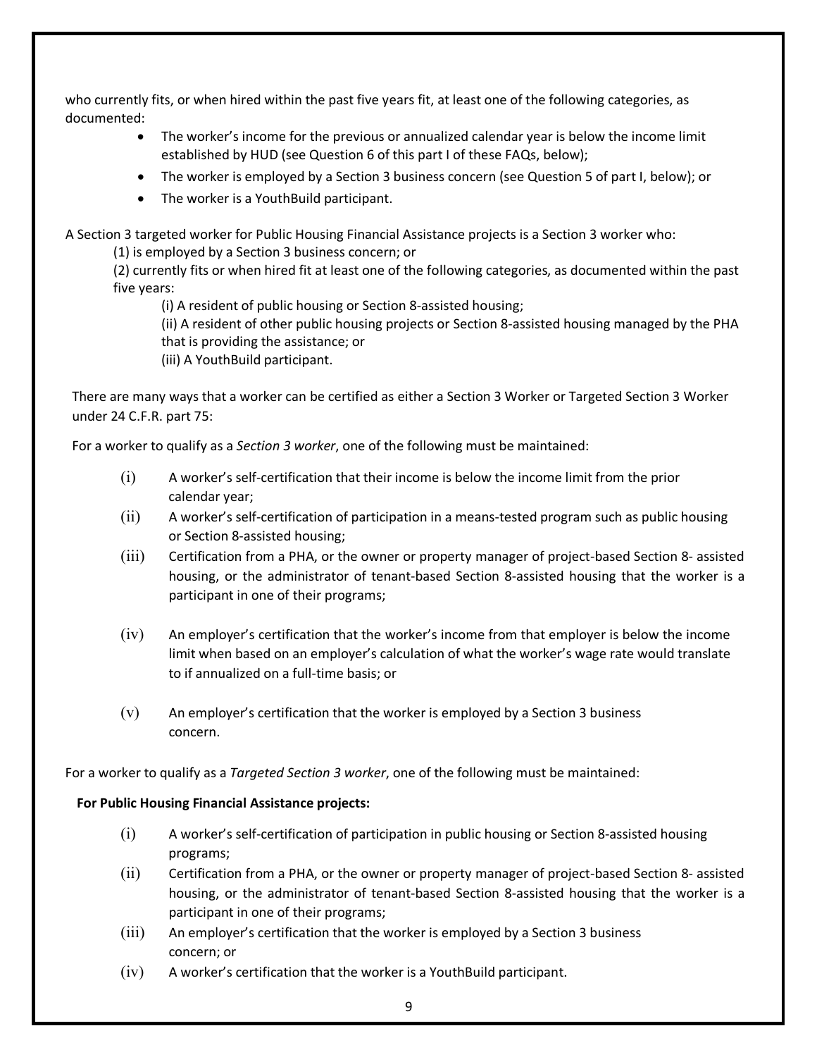who currently fits, or when hired within the past five years fit, at least one of the following categories, as documented:

- The worker's income for the previous or annualized calendar year is below the income limit established by HUD (see Question 6 of this part I of these FAQs, below);
- The worker is employed by a Section 3 business concern (see Question 5 of part I, below); or
- The worker is a YouthBuild participant.

A Section 3 targeted worker for Public Housing Financial Assistance projects is a Section 3 worker who:

(1) is employed by a Section 3 business concern; or

(2) currently fits or when hired fit at least one of the following categories, as documented within the past five years:

(i) A resident of public housing or Section 8-assisted housing;

(ii) A resident of other public housing projects or Section 8-assisted housing managed by the PHA that is providing the assistance; or

(iii) A YouthBuild participant.

There are many ways that a worker can be certified as either a Section 3 Worker or Targeted Section 3 Worker under 24 C.F.R. part 75:

For a worker to qualify as a *Section 3 worker*, one of the following must be maintained:

(i) A worker's self-certification that their income is below the income limit from the prior calendar year;

(ii) A worker's self-certification of participation in a means-tested program such as public housing or Section 8-assisted housing;

(iii) Certification from a PHA, or the owner or property manager of project-based Section 8- assisted housing, or the administrator of tenant-based Section 8-assisted housing that the worker is a participant in one of their programs;

(iv) An employer's certification that the worker's income from that employer is below the income limit when based on an employer's calculation of what the worker's wage rate would translate to if annualized on a full-time basis; or

(v) An employer's certification that the worker is employed by a Section 3 business concern.

For a worker to qualify as a *Targeted Section 3 worker*, one of the following must be maintained:

**For Public Housing Financial Assistance projects:**

(i) A worker's self-certification of participation in public housing or Section 8-assisted housing programs;

(ii) Certification from a PHA, or the owner or property manager of project-based Section 8- assisted housing, or the administrator of tenant-based Section 8-assisted housing that the worker is a participant in one of their programs;

(iii) An employer's certification that the worker is employed by a Section 3 business concern; or

(iv) A worker's certification that the worker is a YouthBuild participant.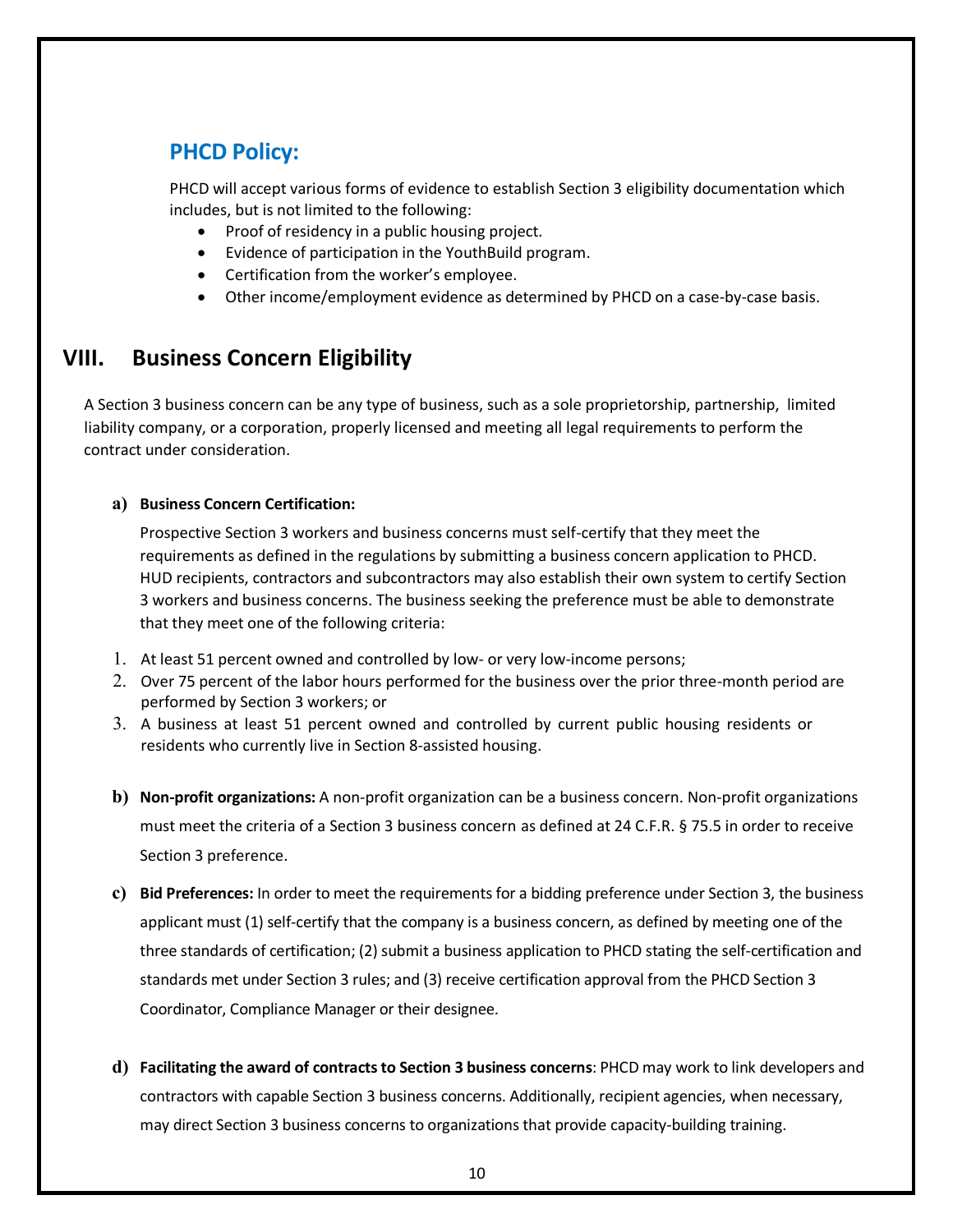## PHCD Policy:

PHCD will accept various forms of evidence to establish Section 3 eligibility documentation which includes, but is not limited to the following:

- Proof of residency in a public housing project.
- Evidence of participation in the YouthBuild program.
- Certification from the worker's employee.
- Other income/employment evidence as determined by PHCD on a case-by-case basis.

# VIII. Business Concern Eligibility

A Section 3 business concern can be any type of business, such as a sole proprietorship, partnership, limited liability company, or a corporation, properly licensed and meeting all legal requirements to perform the contract under consideration.

**a) Business Concern Certification:**

Prospective Section 3 workers and business concerns must self-certify that they meet the requirements as defined in the regulations by submitting a business concern application to PHCD. HUD recipients, contractors and subcontractors may also establish their own system to certify Section 3 workers and business concerns. The business seeking the preference must be able to demonstrate that they meet one of the following criteria:

1. At least 51 percent owned and controlled by low- or very low-income persons;
2. Over 75 percent of the labor hours performed for the business over the prior three-month period are performed by Section 3 workers; or
3. A business at least 51 percent owned and controlled by current public housing residents or residents who currently live in Section 8-assisted housing.

**b) Non-profit organizations:** A non-profit organization can be a business concern. Non-profit organizations must meet the criteria of a Section 3 business concern as defined at 24 C.F.R. § 75.5 in order to receive Section 3 preference.

**c) Bid Preferences:** In order to meet the requirements for a bidding preference under Section 3, the business applicant must (1) self-certify that the company is a business concern, as defined by meeting one of the three standards of certification; (2) submit a business application to PHCD stating the self-certification and standards met under Section 3 rules; and (3) receive certification approval from the PHCD Section 3 Coordinator, Compliance Manager or their designee.

**d) Facilitating the award of contracts to Section 3 business concerns**: PHCD may work to link developers and contractors with capable Section 3 business concerns. Additionally, recipient agencies, when necessary, may direct Section 3 business concerns to organizations that provide capacity-building training.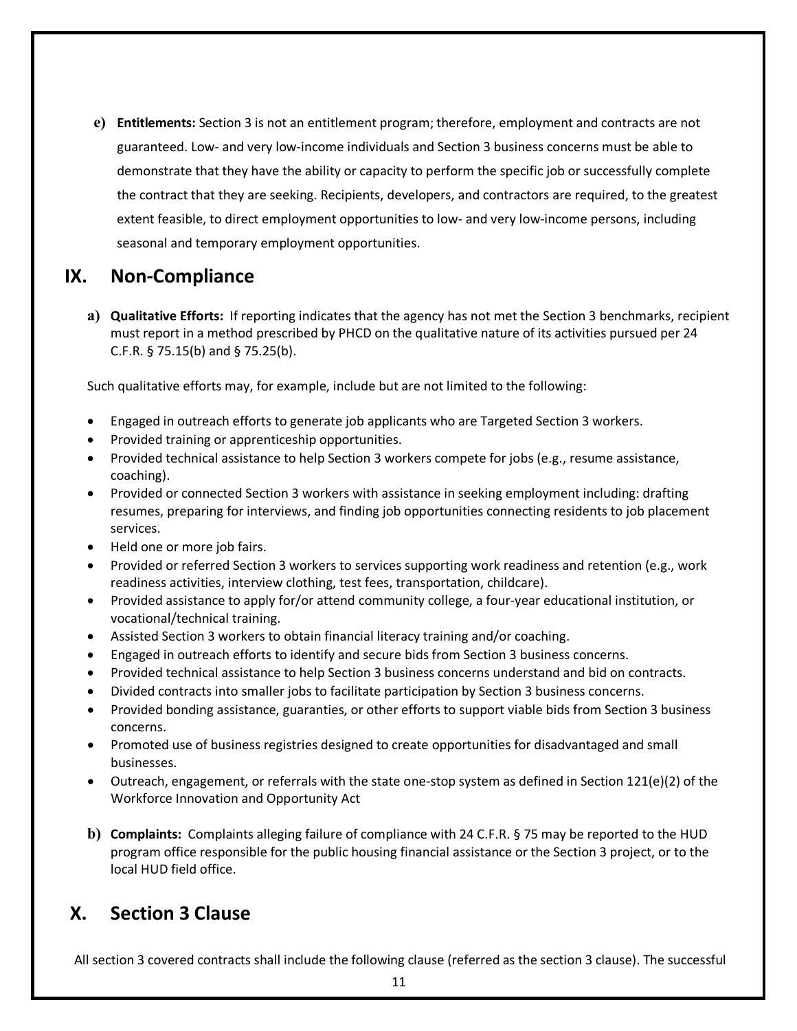e) **Entitlements:** Section 3 is not an entitlement program; therefore, employment and contracts are not guaranteed. Low- and very low-income individuals and Section 3 business concerns must be able to demonstrate that they have the ability or capacity to perform the specific job or successfully complete the contract that they are seeking. Recipients, developers, and contractors are required, to the greatest extent feasible, to direct employment opportunities to low- and very low-income persons, including seasonal and temporary employment opportunities.

## IX. Non-Compliance

a) **Qualitative Efforts:** If reporting indicates that the agency has not met the Section 3 benchmarks, recipient must report in a method prescribed by PHCD on the qualitative nature of its activities pursued per 24 C.F.R. § 75.15(b) and § 75.25(b).

Such qualitative efforts may, for example, include but are not limited to the following:

- Engaged in outreach efforts to generate job applicants who are Targeted Section 3 workers.
- Provided training or apprenticeship opportunities.
- Provided technical assistance to help Section 3 workers compete for jobs (e.g., resume assistance, coaching).
- Provided or connected Section 3 workers with assistance in seeking employment including: drafting resumes, preparing for interviews, and finding job opportunities connecting residents to job placement services.
- Held one or more job fairs.
- Provided or referred Section 3 workers to services supporting work readiness and retention (e.g., work readiness activities, interview clothing, test fees, transportation, childcare).
- Provided assistance to apply for/or attend community college, a four-year educational institution, or vocational/technical training.
- Assisted Section 3 workers to obtain financial literacy training and/or coaching.
- Engaged in outreach efforts to identify and secure bids from Section 3 business concerns.
- Provided technical assistance to help Section 3 business concerns understand and bid on contracts.
- Divided contracts into smaller jobs to facilitate participation by Section 3 business concerns.
- Provided bonding assistance, guaranties, or other efforts to support viable bids from Section 3 business concerns.
- Promoted use of business registries designed to create opportunities for disadvantaged and small businesses.
- Outreach, engagement, or referrals with the state one-stop system as defined in Section 121(e)(2) of the Workforce Innovation and Opportunity Act

b) **Complaints:** Complaints alleging failure of compliance with 24 C.F.R. § 75 may be reported to the HUD program office responsible for the public housing financial assistance or the Section 3 project, or to the local HUD field office.

## X. Section 3 Clause

All section 3 covered contracts shall include the following clause (referred as the section 3 clause). The successful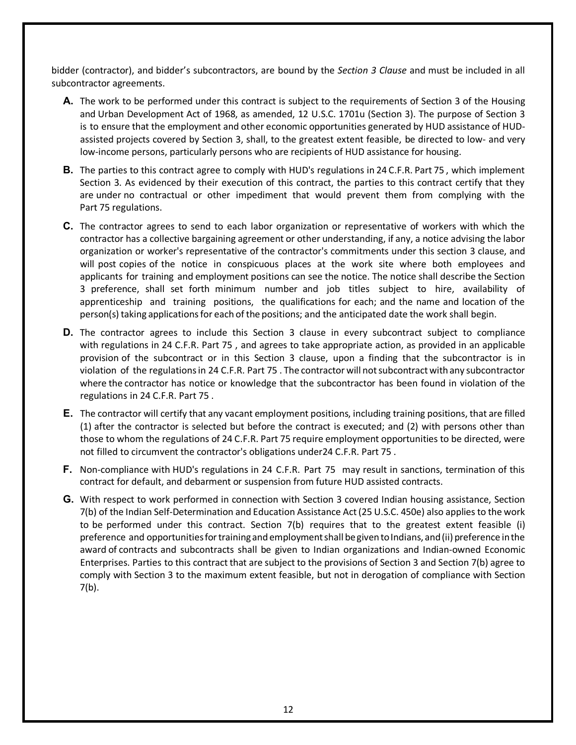bidder (contractor), and bidder's subcontractors, are bound by the *Section 3 Clause* and must be included in all subcontractor agreements.

**A.** The work to be performed under this contract is subject to the requirements of Section 3 of the Housing and Urban Development Act of 1968, as amended, 12 U.S.C. 1701u (Section 3). The purpose of Section 3 is to ensure that the employment and other economic opportunities generated by HUD assistance of HUD-assisted projects covered by Section 3, shall, to the greatest extent feasible, be directed to low- and very low-income persons, particularly persons who are recipients of HUD assistance for housing.

**B.** The parties to this contract agree to comply with HUD's regulations in 24 C.F.R. Part 75 , which implement Section 3. As evidenced by their execution of this contract, the parties to this contract certify that they are under no contractual or other impediment that would prevent them from complying with the Part 75 regulations.

**C.** The contractor agrees to send to each labor organization or representative of workers with which the contractor has a collective bargaining agreement or other understanding, if any, a notice advising the labor organization or worker's representative of the contractor's commitments under this section 3 clause, and will post copies of the notice in conspicuous places at the work site where both employees and applicants for training and employment positions can see the notice. The notice shall describe the Section 3 preference, shall set forth minimum number and job titles subject to hire, availability of apprenticeship and training positions, the qualifications for each; and the name and location of the person(s) taking applications for each of the positions; and the anticipated date the work shall begin.

**D.** The contractor agrees to include this Section 3 clause in every subcontract subject to compliance with regulations in 24 C.F.R. Part 75 , and agrees to take appropriate action, as provided in an applicable provision of the subcontract or in this Section 3 clause, upon a finding that the subcontractor is in violation of the regulations in 24 C.F.R. Part 75 . The contractor will not subcontract with any subcontractor where the contractor has notice or knowledge that the subcontractor has been found in violation of the regulations in 24 C.F.R. Part 75 .

**E.** The contractor will certify that any vacant employment positions, including training positions, that are filled (1) after the contractor is selected but before the contract is executed; and (2) with persons other than those to whom the regulations of 24 C.F.R. Part 75 require employment opportunities to be directed, were not filled to circumvent the contractor's obligations under24 C.F.R. Part 75 .

**F.** Non-compliance with HUD's regulations in 24 C.F.R. Part 75 may result in sanctions, termination of this contract for default, and debarment or suspension from future HUD assisted contracts.

**G.** With respect to work performed in connection with Section 3 covered Indian housing assistance, Section 7(b) of the Indian Self-Determination and Education Assistance Act (25 U.S.C. 450e) also applies to the work to be performed under this contract. Section 7(b) requires that to the greatest extent feasible (i) preference and opportunities for training and employment shall be given to Indians, and (ii) preference in the award of contracts and subcontracts shall be given to Indian organizations and Indian-owned Economic Enterprises. Parties to this contract that are subject to the provisions of Section 3 and Section 7(b) agree to comply with Section 3 to the maximum extent feasible, but not in derogation of compliance with Section 7(b).